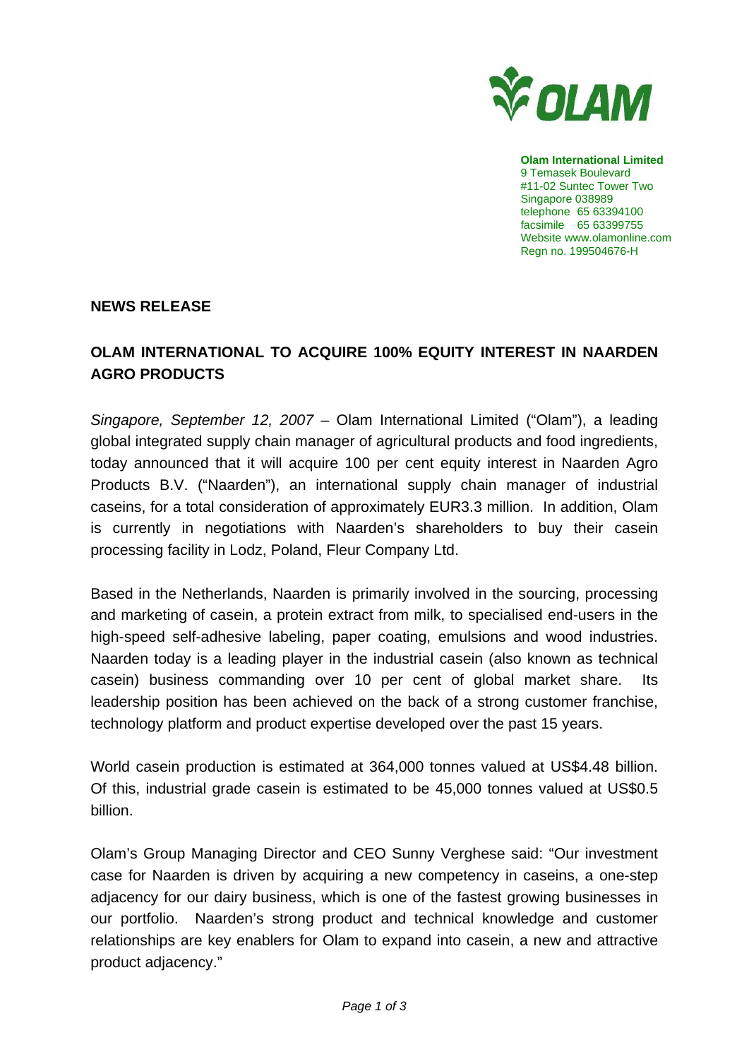**Olam International Limited**
9 Temasek Boulevard
#11-02 Suntec Tower Two
Singapore 038989
telephone 65 63394100
facsimile 65 63399755
Website www.olamonline.com
Regn no. 199504676-H

## NEWS RELEASE

## OLAM INTERNATIONAL TO ACQUIRE 100% EQUITY INTEREST IN NAARDEN AGRO PRODUCTS

*Singapore, September 12, 2007* – Olam International Limited ("Olam"), a leading global integrated supply chain manager of agricultural products and food ingredients, today announced that it will acquire 100 per cent equity interest in Naarden Agro Products B.V. ("Naarden"), an international supply chain manager of industrial caseins, for a total consideration of approximately EUR3.3 million. In addition, Olam is currently in negotiations with Naarden's shareholders to buy their casein processing facility in Lodz, Poland, Fleur Company Ltd.

Based in the Netherlands, Naarden is primarily involved in the sourcing, processing and marketing of casein, a protein extract from milk, to specialised end-users in the high-speed self-adhesive labeling, paper coating, emulsions and wood industries. Naarden today is a leading player in the industrial casein (also known as technical casein) business commanding over 10 per cent of global market share. Its leadership position has been achieved on the back of a strong customer franchise, technology platform and product expertise developed over the past 15 years.

World casein production is estimated at 364,000 tonnes valued at US$4.48 billion. Of this, industrial grade casein is estimated to be 45,000 tonnes valued at US$0.5 billion.

Olam's Group Managing Director and CEO Sunny Verghese said: "Our investment case for Naarden is driven by acquiring a new competency in caseins, a one-step adjacency for our dairy business, which is one of the fastest growing businesses in our portfolio. Naarden's strong product and technical knowledge and customer relationships are key enablers for Olam to expand into casein, a new and attractive product adjacency."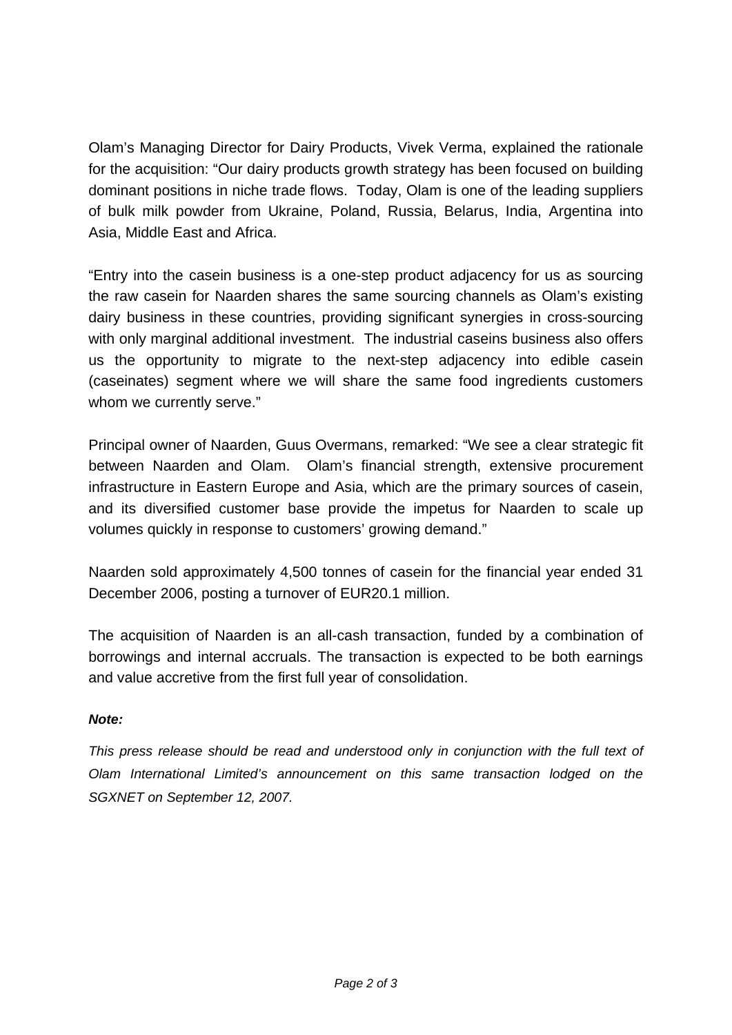Olam's Managing Director for Dairy Products, Vivek Verma, explained the rationale for the acquisition: "Our dairy products growth strategy has been focused on building dominant positions in niche trade flows. Today, Olam is one of the leading suppliers of bulk milk powder from Ukraine, Poland, Russia, Belarus, India, Argentina into Asia, Middle East and Africa.

"Entry into the casein business is a one-step product adjacency for us as sourcing the raw casein for Naarden shares the same sourcing channels as Olam's existing dairy business in these countries, providing significant synergies in cross-sourcing with only marginal additional investment. The industrial caseins business also offers us the opportunity to migrate to the next-step adjacency into edible casein (caseinates) segment where we will share the same food ingredients customers whom we currently serve."

Principal owner of Naarden, Guus Overmans, remarked: "We see a clear strategic fit between Naarden and Olam. Olam's financial strength, extensive procurement infrastructure in Eastern Europe and Asia, which are the primary sources of casein, and its diversified customer base provide the impetus for Naarden to scale up volumes quickly in response to customers' growing demand."

Naarden sold approximately 4,500 tonnes of casein for the financial year ended 31 December 2006, posting a turnover of EUR20.1 million.

The acquisition of Naarden is an all-cash transaction, funded by a combination of borrowings and internal accruals. The transaction is expected to be both earnings and value accretive from the first full year of consolidation.

***Note:***

*This press release should be read and understood only in conjunction with the full text of Olam International Limited's announcement on this same transaction lodged on the SGXNET on September 12, 2007.*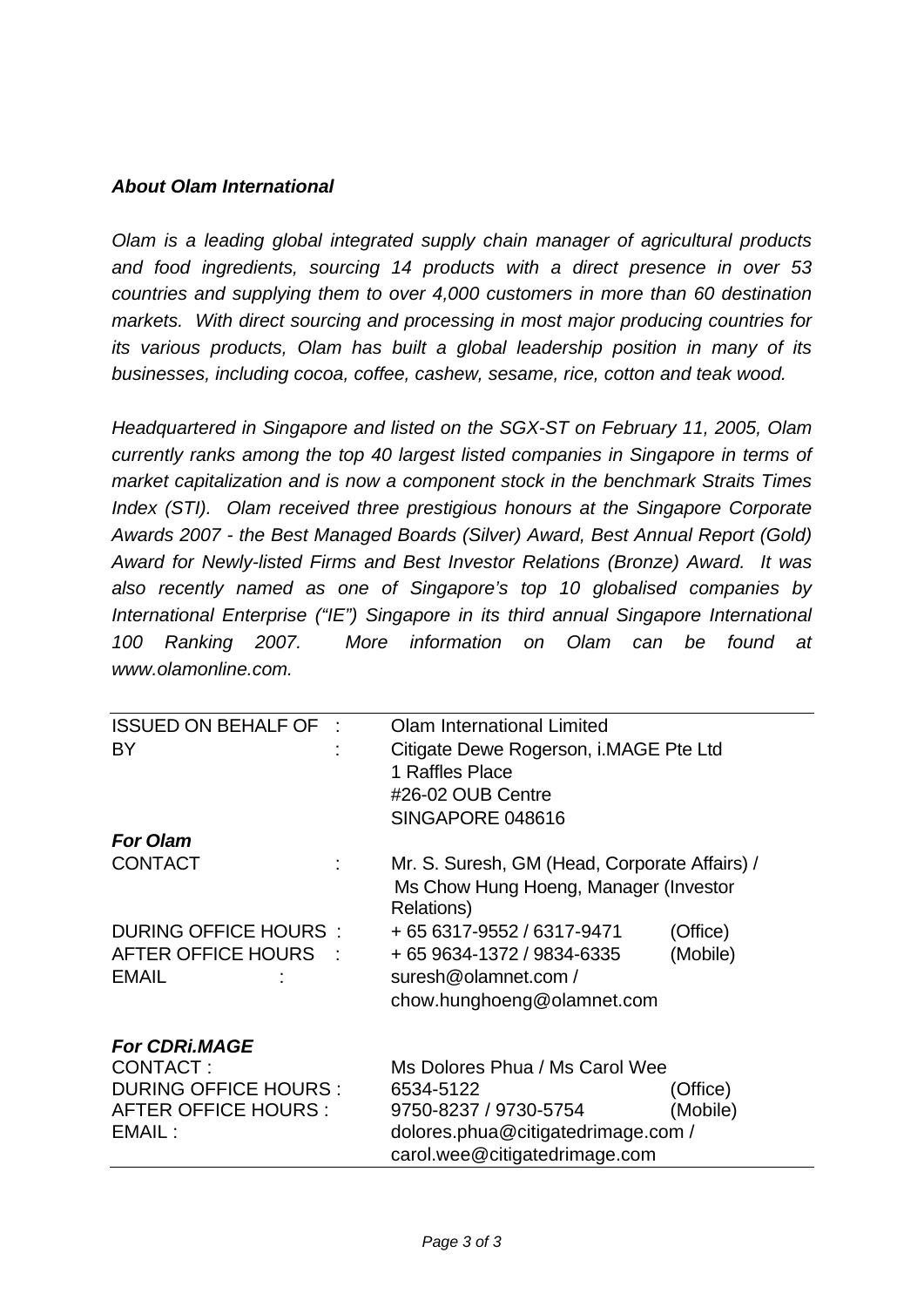***About Olam International***

*Olam is a leading global integrated supply chain manager of agricultural products and food ingredients, sourcing 14 products with a direct presence in over 53 countries and supplying them to over 4,000 customers in more than 60 destination markets. With direct sourcing and processing in most major producing countries for its various products, Olam has built a global leadership position in many of its businesses, including cocoa, coffee, cashew, sesame, rice, cotton and teak wood.*

*Headquartered in Singapore and listed on the SGX-ST on February 11, 2005, Olam currently ranks among the top 40 largest listed companies in Singapore in terms of market capitalization and is now a component stock in the benchmark Straits Times Index (STI). Olam received three prestigious honours at the Singapore Corporate Awards 2007 - the Best Managed Boards (Silver) Award, Best Annual Report (Gold) Award for Newly-listed Firms and Best Investor Relations (Bronze) Award. It was also recently named as one of Singapore's top 10 globalised companies by International Enterprise ("IE") Singapore in its third annual Singapore International 100 Ranking 2007. More information on Olam can be found at www.olamonline.com.*

| | | | |
|---|---|---|---|
| ISSUED ON BEHALF OF | : | Olam International Limited | |
| BY | : | Citigate Dewe Rogerson, i.MAGE Pte Ltd<br>1 Raffles Place<br>#26-02 OUB Centre<br>SINGAPORE 048616 | |
| ***For Olam*** | | | |
| CONTACT | : | Mr. S. Suresh, GM (Head, Corporate Affairs) /<br>Ms Chow Hung Hoeng, Manager (Investor Relations) | |
| DURING OFFICE HOURS | : | + 65 6317-9552 / 6317-9471 | (Office) |
| AFTER OFFICE HOURS | : | + 65 9634-1372 / 9834-6335 | (Mobile) |
| EMAIL | : | suresh@olamnet.com /<br>chow.hunghoeng@olamnet.com | |
| ***For CDRi.MAGE*** | | | |
| CONTACT : | | Ms Dolores Phua / Ms Carol Wee | |
| DURING OFFICE HOURS : | | 6534-5122 | (Office) |
| AFTER OFFICE HOURS : | | 9750-8237 / 9730-5754 | (Mobile) |
| EMAIL : | | dolores.phua@citigatedrimage.com /<br>carol.wee@citigatedrimage.com | |